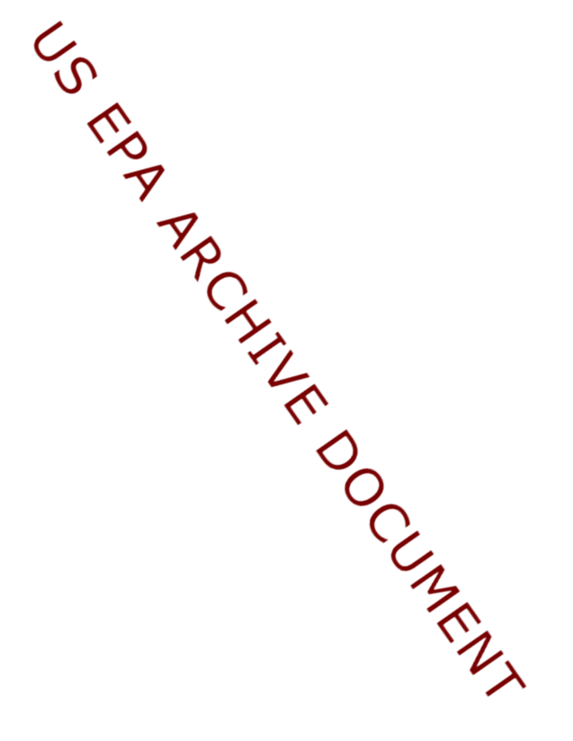US EPA ARCHIVE DOCUMENT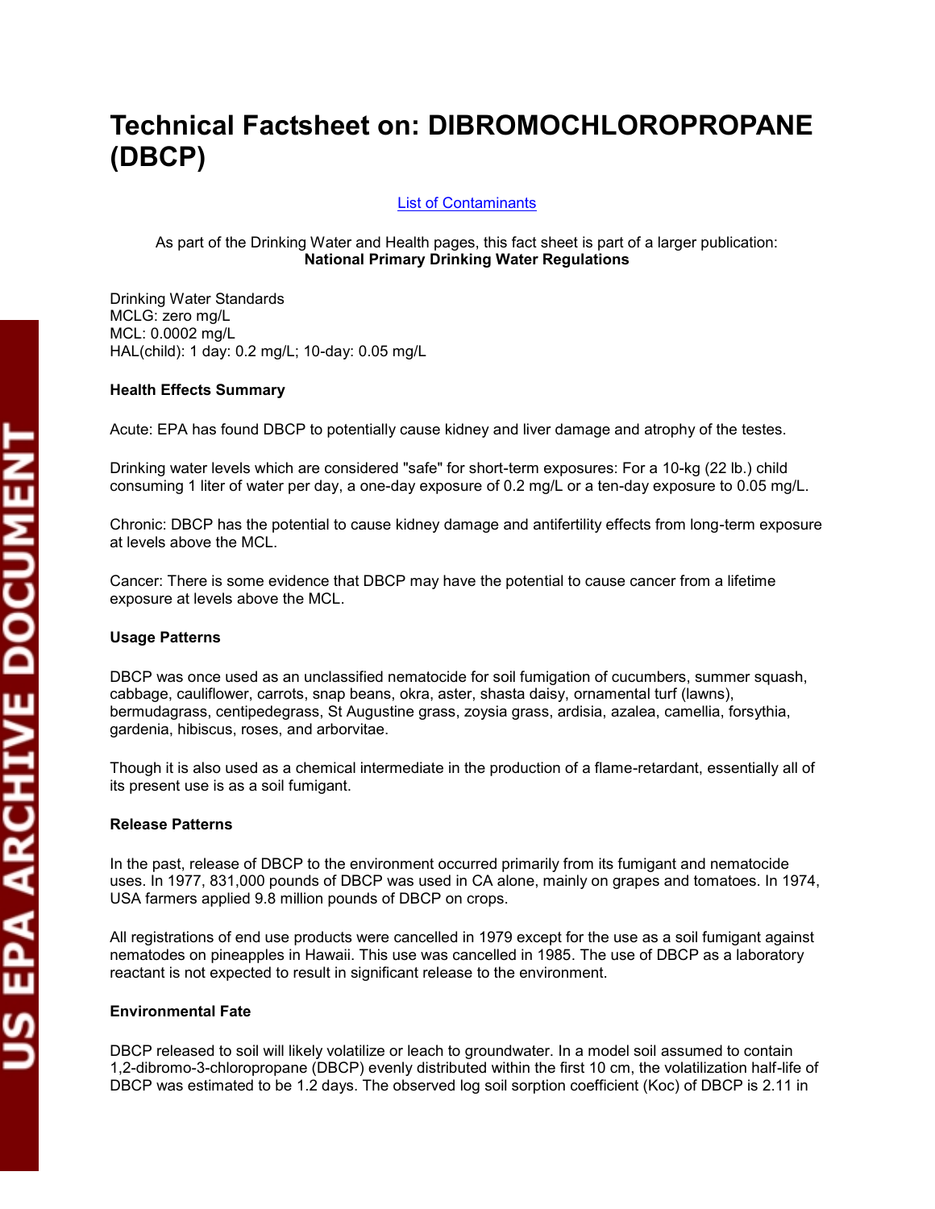# Technical Factsheet on: DIBROMOCHLOROPROPANE (DBCP)

List of Contaminants

As part of the Drinking Water and Health pages, this fact sheet is part of a larger publication:
**National Primary Drinking Water Regulations**

Drinking Water Standards
MCLG: zero mg/L
MCL: 0.0002 mg/L
HAL(child): 1 day: 0.2 mg/L; 10-day: 0.05 mg/L

### Health Effects Summary

Acute: EPA has found DBCP to potentially cause kidney and liver damage and atrophy of the testes.

Drinking water levels which are considered "safe" for short-term exposures: For a 10-kg (22 lb.) child consuming 1 liter of water per day, a one-day exposure of 0.2 mg/L or a ten-day exposure to 0.05 mg/L.

Chronic: DBCP has the potential to cause kidney damage and antifertility effects from long-term exposure at levels above the MCL.

Cancer: There is some evidence that DBCP may have the potential to cause cancer from a lifetime exposure at levels above the MCL.

### Usage Patterns

DBCP was once used as an unclassified nematocide for soil fumigation of cucumbers, summer squash, cabbage, cauliflower, carrots, snap beans, okra, aster, shasta daisy, ornamental turf (lawns), bermudagrass, centipedegrass, St Augustine grass, zoysia grass, ardisia, azalea, camellia, forsythia, gardenia, hibiscus, roses, and arborvitae.

Though it is also used as a chemical intermediate in the production of a flame-retardant, essentially all of its present use is as a soil fumigant.

### Release Patterns

In the past, release of DBCP to the environment occurred primarily from its fumigant and nematocide uses. In 1977, 831,000 pounds of DBCP was used in CA alone, mainly on grapes and tomatoes. In 1974, USA farmers applied 9.8 million pounds of DBCP on crops.

All registrations of end use products were cancelled in 1979 except for the use as a soil fumigant against nematodes on pineapples in Hawaii. This use was cancelled in 1985. The use of DBCP as a laboratory reactant is not expected to result in significant release to the environment.

### Environmental Fate

DBCP released to soil will likely volatilize or leach to groundwater. In a model soil assumed to contain 1,2-dibromo-3-chloropropane (DBCP) evenly distributed within the first 10 cm, the volatilization half-life of DBCP was estimated to be 1.2 days. The observed log soil sorption coefficient (Koc) of DBCP is 2.11 in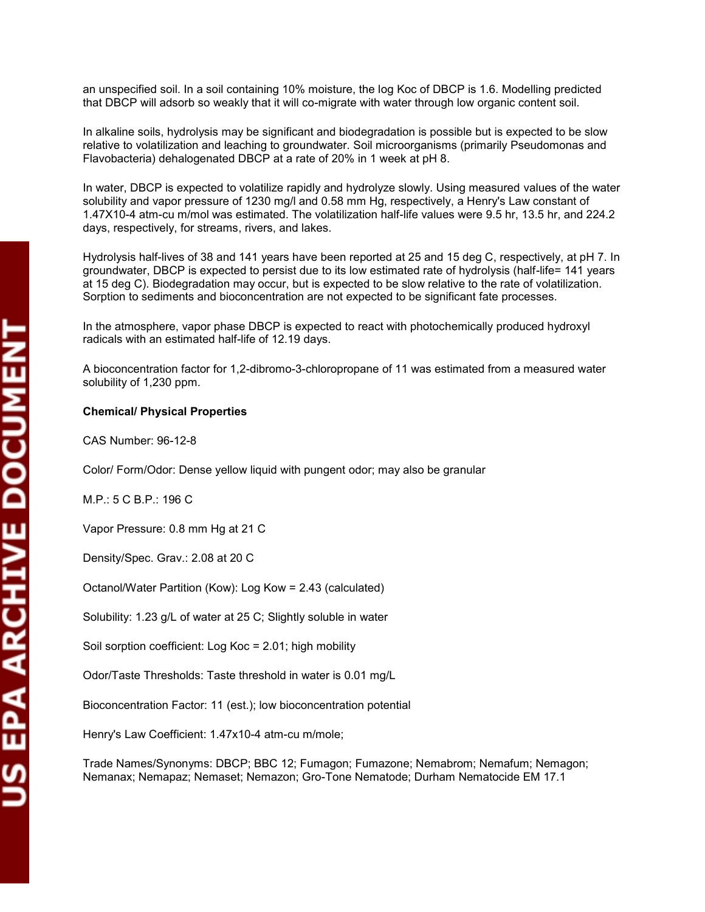an unspecified soil. In a soil containing 10% moisture, the log Koc of DBCP is 1.6. Modelling predicted that DBCP will adsorb so weakly that it will co-migrate with water through low organic content soil.

In alkaline soils, hydrolysis may be significant and biodegradation is possible but is expected to be slow relative to volatilization and leaching to groundwater. Soil microorganisms (primarily Pseudomonas and Flavobacteria) dehalogenated DBCP at a rate of 20% in 1 week at pH 8.

In water, DBCP is expected to volatilize rapidly and hydrolyze slowly. Using measured values of the water solubility and vapor pressure of 1230 mg/l and 0.58 mm Hg, respectively, a Henry's Law constant of 1.47X10-4 atm-cu m/mol was estimated. The volatilization half-life values were 9.5 hr, 13.5 hr, and 224.2 days, respectively, for streams, rivers, and lakes.

Hydrolysis half-lives of 38 and 141 years have been reported at 25 and 15 deg C, respectively, at pH 7. In groundwater, DBCP is expected to persist due to its low estimated rate of hydrolysis (half-life= 141 years at 15 deg C). Biodegradation may occur, but is expected to be slow relative to the rate of volatilization. Sorption to sediments and bioconcentration are not expected to be significant fate processes.

In the atmosphere, vapor phase DBCP is expected to react with photochemically produced hydroxyl radicals with an estimated half-life of 12.19 days.

A bioconcentration factor for 1,2-dibromo-3-chloropropane of 11 was estimated from a measured water solubility of 1,230 ppm.

**Chemical/ Physical Properties**

CAS Number: 96-12-8

Color/ Form/Odor: Dense yellow liquid with pungent odor; may also be granular

M.P.: 5 C B.P.: 196 C

Vapor Pressure: 0.8 mm Hg at 21 C

Density/Spec. Grav.: 2.08 at 20 C

Octanol/Water Partition (Kow): Log Kow = 2.43 (calculated)

Solubility: 1.23 g/L of water at 25 C; Slightly soluble in water

Soil sorption coefficient: Log Koc = 2.01; high mobility

Odor/Taste Thresholds: Taste threshold in water is 0.01 mg/L

Bioconcentration Factor: 11 (est.); low bioconcentration potential

Henry's Law Coefficient: 1.47x10-4 atm-cu m/mole;

Trade Names/Synonyms: DBCP; BBC 12; Fumagon; Fumazone; Nemabrom; Nemafum; Nemagon; Nemanax; Nemapaz; Nemaset; Nemazon; Gro-Tone Nematode; Durham Nematocide EM 17.1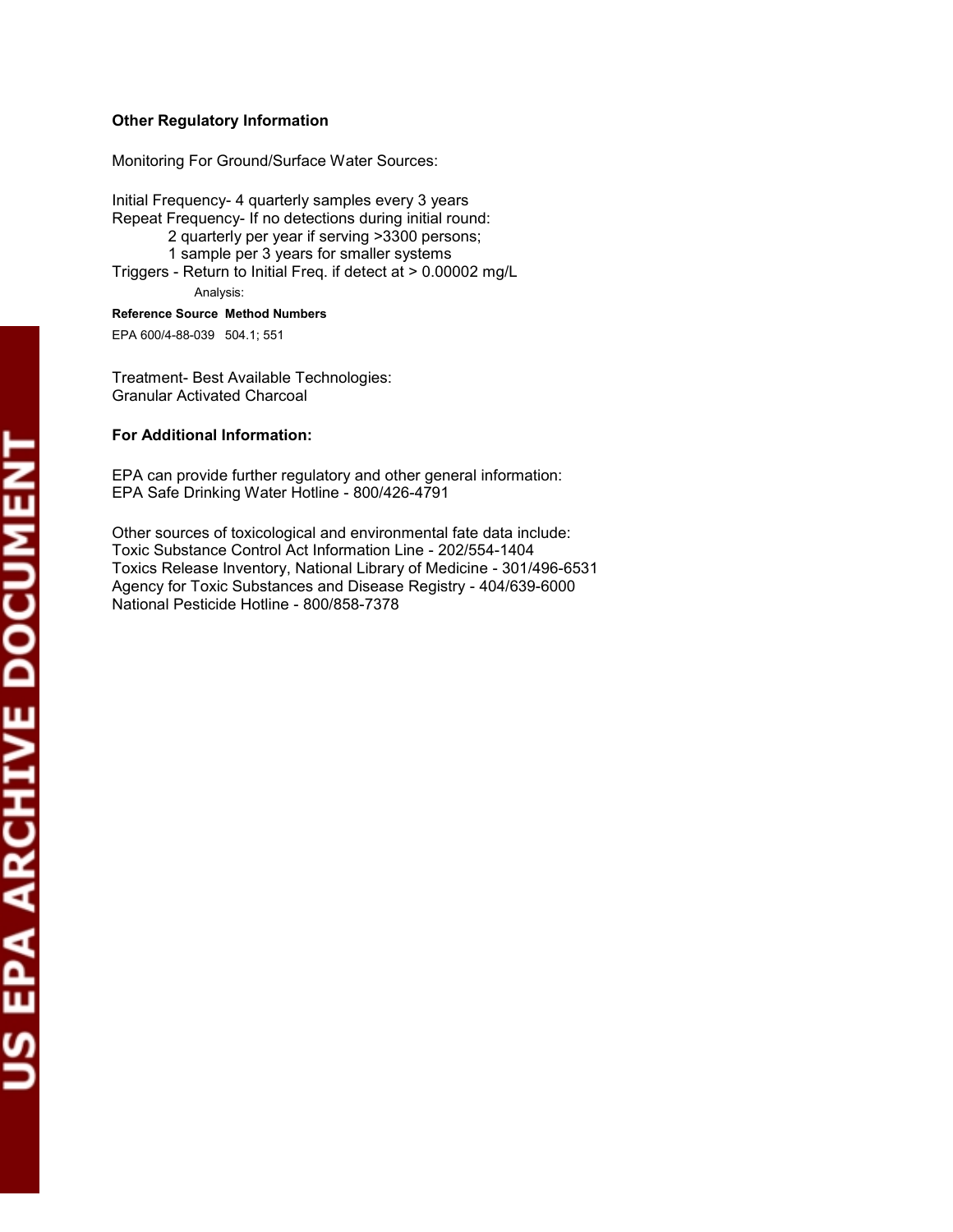**Other Regulatory Information**

Monitoring For Ground/Surface Water Sources:

Initial Frequency- 4 quarterly samples every 3 years
Repeat Frequency- If no detections during initial round:
    2 quarterly per year if serving >3300 persons;
    1 sample per 3 years for smaller systems
Triggers - Return to Initial Freq. if detect at > 0.00002 mg/L

Analysis:

| Reference Source | Method Numbers |
| --- | --- |
| EPA 600/4-88-039 | 504.1; 551 |

Treatment- Best Available Technologies:
Granular Activated Charcoal

**For Additional Information:**

EPA can provide further regulatory and other general information:
EPA Safe Drinking Water Hotline - 800/426-4791

Other sources of toxicological and environmental fate data include:
Toxic Substance Control Act Information Line - 202/554-1404
Toxics Release Inventory, National Library of Medicine - 301/496-6531
Agency for Toxic Substances and Disease Registry - 404/639-6000
National Pesticide Hotline - 800/858-7378